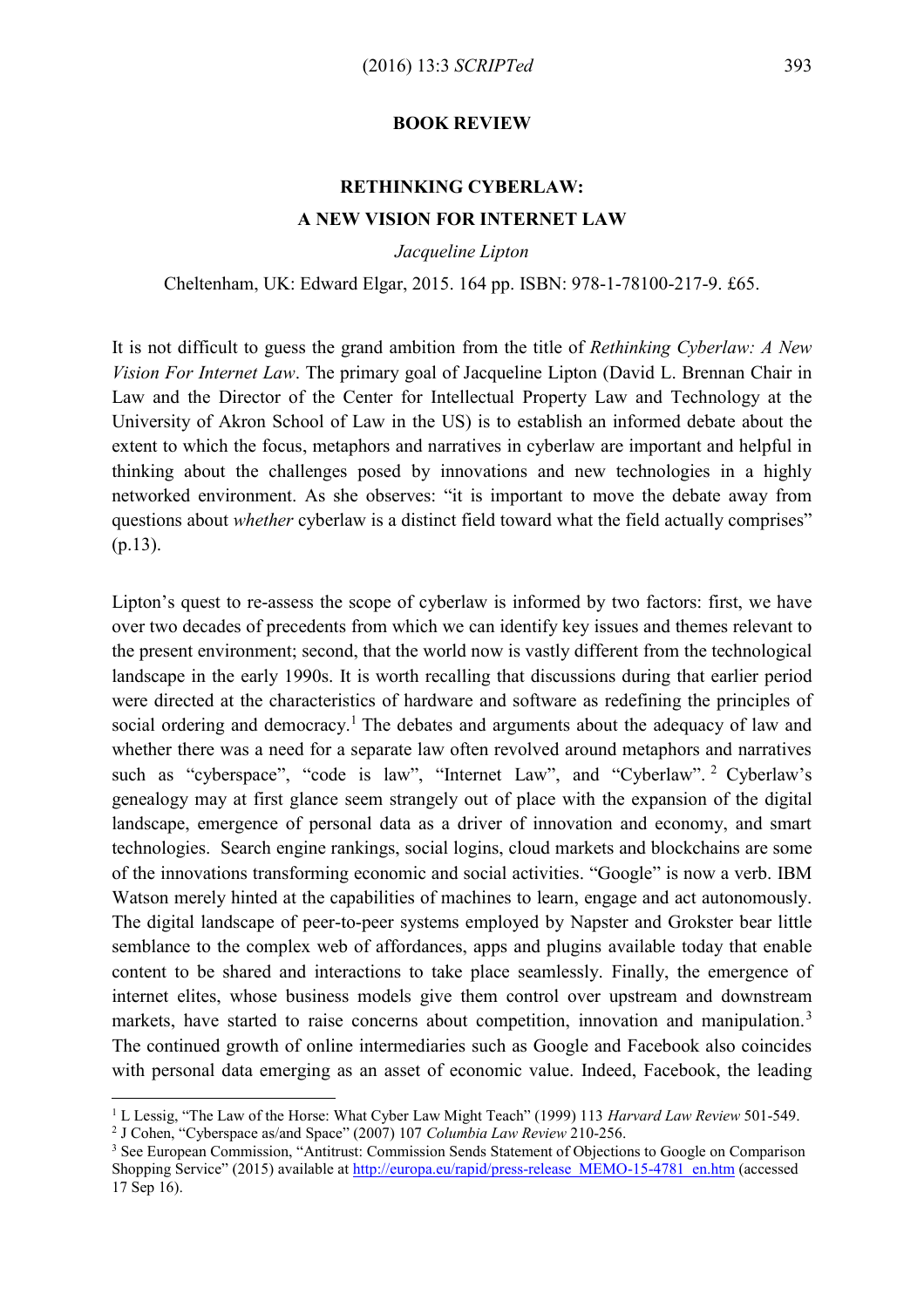**BOOK REVIEW**

# RETHINKING CYBERLAW: A NEW VISION FOR INTERNET LAW

*Jacqueline Lipton*

Cheltenham, UK: Edward Elgar, 2015. 164 pp. ISBN: 978-1-78100-217-9. £65.

It is not difficult to guess the grand ambition from the title of *Rethinking Cyberlaw: A New Vision For Internet Law*. The primary goal of Jacqueline Lipton (David L. Brennan Chair in Law and the Director of the Center for Intellectual Property Law and Technology at the University of Akron School of Law in the US) is to establish an informed debate about the extent to which the focus, metaphors and narratives in cyberlaw are important and helpful in thinking about the challenges posed by innovations and new technologies in a highly networked environment. As she observes: "it is important to move the debate away from questions about *whether* cyberlaw is a distinct field toward what the field actually comprises" (p.13).

Lipton's quest to re-assess the scope of cyberlaw is informed by two factors: first, we have over two decades of precedents from which we can identify key issues and themes relevant to the present environment; second, that the world now is vastly different from the technological landscape in the early 1990s. It is worth recalling that discussions during that earlier period were directed at the characteristics of hardware and software as redefining the principles of social ordering and democracy.[1] The debates and arguments about the adequacy of law and whether there was a need for a separate law often revolved around metaphors and narratives such as "cyberspace", "code is law", "Internet Law", and "Cyberlaw".[2] Cyberlaw's genealogy may at first glance seem strangely out of place with the expansion of the digital landscape, emergence of personal data as a driver of innovation and economy, and smart technologies. Search engine rankings, social logins, cloud markets and blockchains are some of the innovations transforming economic and social activities. "Google" is now a verb. IBM Watson merely hinted at the capabilities of machines to learn, engage and act autonomously. The digital landscape of peer-to-peer systems employed by Napster and Grokster bear little semblance to the complex web of affordances, apps and plugins available today that enable content to be shared and interactions to take place seamlessly. Finally, the emergence of internet elites, whose business models give them control over upstream and downstream markets, have started to raise concerns about competition, innovation and manipulation.[3] The continued growth of online intermediaries such as Google and Facebook also coincides with personal data emerging as an asset of economic value. Indeed, Facebook, the leading

---

[1] L Lessig, "The Law of the Horse: What Cyber Law Might Teach" (1999) 113 *Harvard Law Review* 501-549.

[2] J Cohen, "Cyberspace as/and Space" (2007) 107 *Columbia Law Review* 210-256.

[3] See European Commission, "Antitrust: Commission Sends Statement of Objections to Google on Comparison Shopping Service" (2015) available at http://europa.eu/rapid/press-release_MEMO-15-4781_en.htm (accessed 17 Sep 16).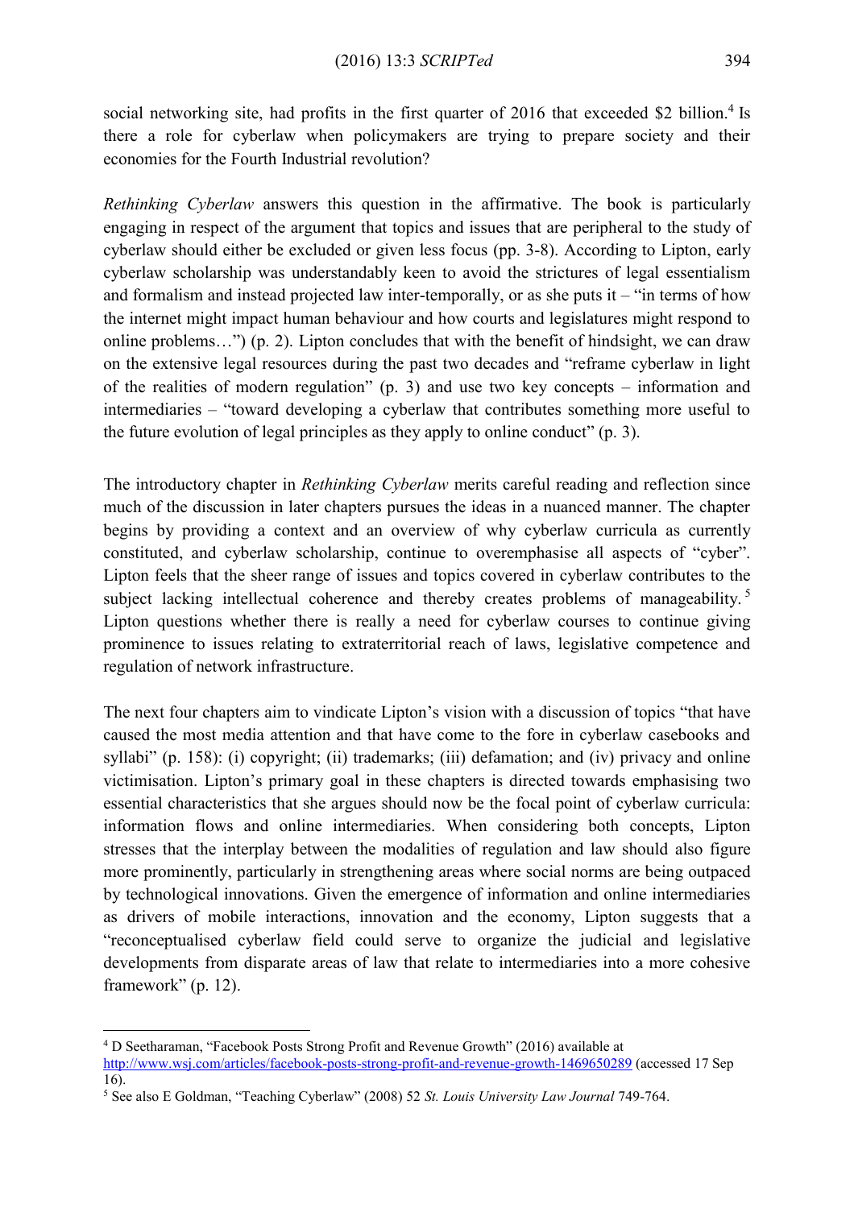social networking site, had profits in the first quarter of 2016 that exceeded $2 billion.[4] Is there a role for cyberlaw when policymakers are trying to prepare society and their economies for the Fourth Industrial revolution?

*Rethinking Cyberlaw* answers this question in the affirmative. The book is particularly engaging in respect of the argument that topics and issues that are peripheral to the study of cyberlaw should either be excluded or given less focus (pp. 3-8). According to Lipton, early cyberlaw scholarship was understandably keen to avoid the strictures of legal essentialism and formalism and instead projected law inter-temporally, or as she puts it – "in terms of how the internet might impact human behaviour and how courts and legislatures might respond to online problems…") (p. 2). Lipton concludes that with the benefit of hindsight, we can draw on the extensive legal resources during the past two decades and "reframe cyberlaw in light of the realities of modern regulation" (p. 3) and use two key concepts – information and intermediaries – "toward developing a cyberlaw that contributes something more useful to the future evolution of legal principles as they apply to online conduct" (p. 3).

The introductory chapter in *Rethinking Cyberlaw* merits careful reading and reflection since much of the discussion in later chapters pursues the ideas in a nuanced manner. The chapter begins by providing a context and an overview of why cyberlaw curricula as currently constituted, and cyberlaw scholarship, continue to overemphasise all aspects of "cyber". Lipton feels that the sheer range of issues and topics covered in cyberlaw contributes to the subject lacking intellectual coherence and thereby creates problems of manageability.[5] Lipton questions whether there is really a need for cyberlaw courses to continue giving prominence to issues relating to extraterritorial reach of laws, legislative competence and regulation of network infrastructure.

The next four chapters aim to vindicate Lipton's vision with a discussion of topics "that have caused the most media attention and that have come to the fore in cyberlaw casebooks and syllabi" (p. 158): (i) copyright; (ii) trademarks; (iii) defamation; and (iv) privacy and online victimisation. Lipton's primary goal in these chapters is directed towards emphasising two essential characteristics that she argues should now be the focal point of cyberlaw curricula: information flows and online intermediaries. When considering both concepts, Lipton stresses that the interplay between the modalities of regulation and law should also figure more prominently, particularly in strengthening areas where social norms are being outpaced by technological innovations. Given the emergence of information and online intermediaries as drivers of mobile interactions, innovation and the economy, Lipton suggests that a "reconceptualised cyberlaw field could serve to organize the judicial and legislative developments from disparate areas of law that relate to intermediaries into a more cohesive framework" (p. 12).

---

[4] D Seetharaman, "Facebook Posts Strong Profit and Revenue Growth" (2016) available at http://www.wsj.com/articles/facebook-posts-strong-profit-and-revenue-growth-1469650289 (accessed 17 Sep 16).

[5] See also E Goldman, "Teaching Cyberlaw" (2008) 52 *St. Louis University Law Journal* 749-764.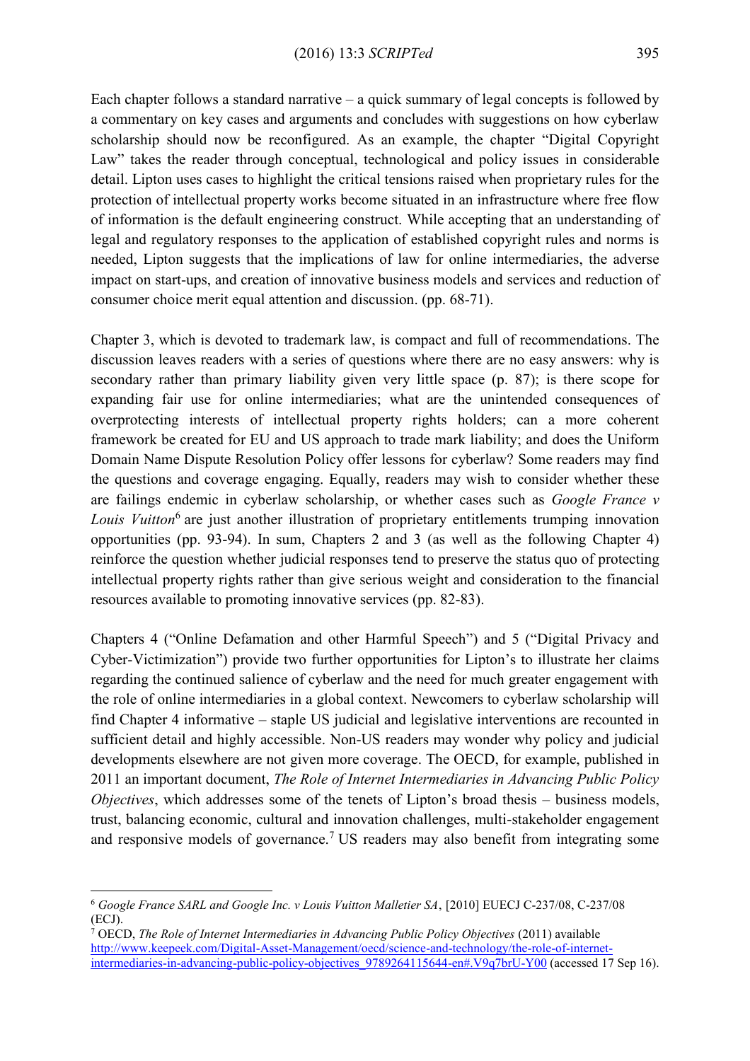Each chapter follows a standard narrative – a quick summary of legal concepts is followed by a commentary on key cases and arguments and concludes with suggestions on how cyberlaw scholarship should now be reconfigured. As an example, the chapter "Digital Copyright Law" takes the reader through conceptual, technological and policy issues in considerable detail. Lipton uses cases to highlight the critical tensions raised when proprietary rules for the protection of intellectual property works become situated in an infrastructure where free flow of information is the default engineering construct. While accepting that an understanding of legal and regulatory responses to the application of established copyright rules and norms is needed, Lipton suggests that the implications of law for online intermediaries, the adverse impact on start-ups, and creation of innovative business models and services and reduction of consumer choice merit equal attention and discussion. (pp. 68-71).

Chapter 3, which is devoted to trademark law, is compact and full of recommendations. The discussion leaves readers with a series of questions where there are no easy answers: why is secondary rather than primary liability given very little space (p. 87); is there scope for expanding fair use for online intermediaries; what are the unintended consequences of overprotecting interests of intellectual property rights holders; can a more coherent framework be created for EU and US approach to trade mark liability; and does the Uniform Domain Name Dispute Resolution Policy offer lessons for cyberlaw? Some readers may find the questions and coverage engaging. Equally, readers may wish to consider whether these are failings endemic in cyberlaw scholarship, or whether cases such as *Google France v Louis Vuitton*[6] are just another illustration of proprietary entitlements trumping innovation opportunities (pp. 93-94). In sum, Chapters 2 and 3 (as well as the following Chapter 4) reinforce the question whether judicial responses tend to preserve the status quo of protecting intellectual property rights rather than give serious weight and consideration to the financial resources available to promoting innovative services (pp. 82-83).

Chapters 4 ("Online Defamation and other Harmful Speech") and 5 ("Digital Privacy and Cyber-Victimization") provide two further opportunities for Lipton's to illustrate her claims regarding the continued salience of cyberlaw and the need for much greater engagement with the role of online intermediaries in a global context. Newcomers to cyberlaw scholarship will find Chapter 4 informative – staple US judicial and legislative interventions are recounted in sufficient detail and highly accessible. Non-US readers may wonder why policy and judicial developments elsewhere are not given more coverage. The OECD, for example, published in 2011 an important document, *The Role of Internet Intermediaries in Advancing Public Policy Objectives*, which addresses some of the tenets of Lipton's broad thesis – business models, trust, balancing economic, cultural and innovation challenges, multi-stakeholder engagement and responsive models of governance.[7] US readers may also benefit from integrating some

---

[6] *Google France SARL and Google Inc. v Louis Vuitton Malletier SA*, [2010] EUECJ C-237/08, C-237/08 (ECJ).

[7] OECD, *The Role of Internet Intermediaries in Advancing Public Policy Objectives* (2011) available http://www.keepeek.com/Digital-Asset-Management/oecd/science-and-technology/the-role-of-internet-intermediaries-in-advancing-public-policy-objectives_9789264115644-en#.V9q7brU-Y00 (accessed 17 Sep 16).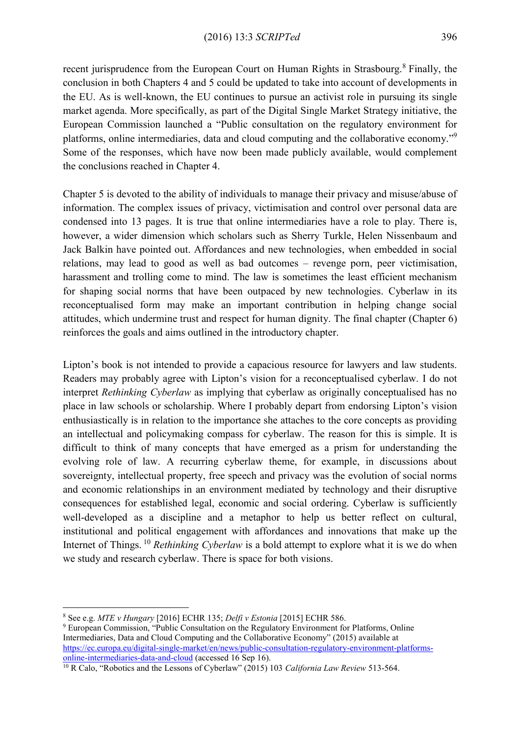recent jurisprudence from the European Court on Human Rights in Strasbourg.[8] Finally, the conclusion in both Chapters 4 and 5 could be updated to take into account of developments in the EU. As is well-known, the EU continues to pursue an activist role in pursuing its single market agenda. More specifically, as part of the Digital Single Market Strategy initiative, the European Commission launched a "Public consultation on the regulatory environment for platforms, online intermediaries, data and cloud computing and the collaborative economy."[9] Some of the responses, which have now been made publicly available, would complement the conclusions reached in Chapter 4.

Chapter 5 is devoted to the ability of individuals to manage their privacy and misuse/abuse of information. The complex issues of privacy, victimisation and control over personal data are condensed into 13 pages. It is true that online intermediaries have a role to play. There is, however, a wider dimension which scholars such as Sherry Turkle, Helen Nissenbaum and Jack Balkin have pointed out. Affordances and new technologies, when embedded in social relations, may lead to good as well as bad outcomes – revenge porn, peer victimisation, harassment and trolling come to mind. The law is sometimes the least efficient mechanism for shaping social norms that have been outpaced by new technologies. Cyberlaw in its reconceptualised form may make an important contribution in helping change social attitudes, which undermine trust and respect for human dignity. The final chapter (Chapter 6) reinforces the goals and aims outlined in the introductory chapter.

Lipton's book is not intended to provide a capacious resource for lawyers and law students. Readers may probably agree with Lipton's vision for a reconceptualised cyberlaw. I do not interpret *Rethinking Cyberlaw* as implying that cyberlaw as originally conceptualised has no place in law schools or scholarship. Where I probably depart from endorsing Lipton's vision enthusiastically is in relation to the importance she attaches to the core concepts as providing an intellectual and policymaking compass for cyberlaw. The reason for this is simple. It is difficult to think of many concepts that have emerged as a prism for understanding the evolving role of law. A recurring cyberlaw theme, for example, in discussions about sovereignty, intellectual property, free speech and privacy was the evolution of social norms and economic relationships in an environment mediated by technology and their disruptive consequences for established legal, economic and social ordering. Cyberlaw is sufficiently well-developed as a discipline and a metaphor to help us better reflect on cultural, institutional and political engagement with affordances and innovations that make up the Internet of Things.[10] *Rethinking Cyberlaw* is a bold attempt to explore what it is we do when we study and research cyberlaw. There is space for both visions.

---

[8] See e.g. *MTE v Hungary* [2016] ECHR 135; *Delfi v Estonia* [2015] ECHR 586.

[9] European Commission, "Public Consultation on the Regulatory Environment for Platforms, Online Intermediaries, Data and Cloud Computing and the Collaborative Economy" (2015) available at https://ec.europa.eu/digital-single-market/en/news/public-consultation-regulatory-environment-platforms-online-intermediaries-data-and-cloud (accessed 16 Sep 16).

[10] R Calo, "Robotics and the Lessons of Cyberlaw" (2015) 103 *California Law Review* 513-564.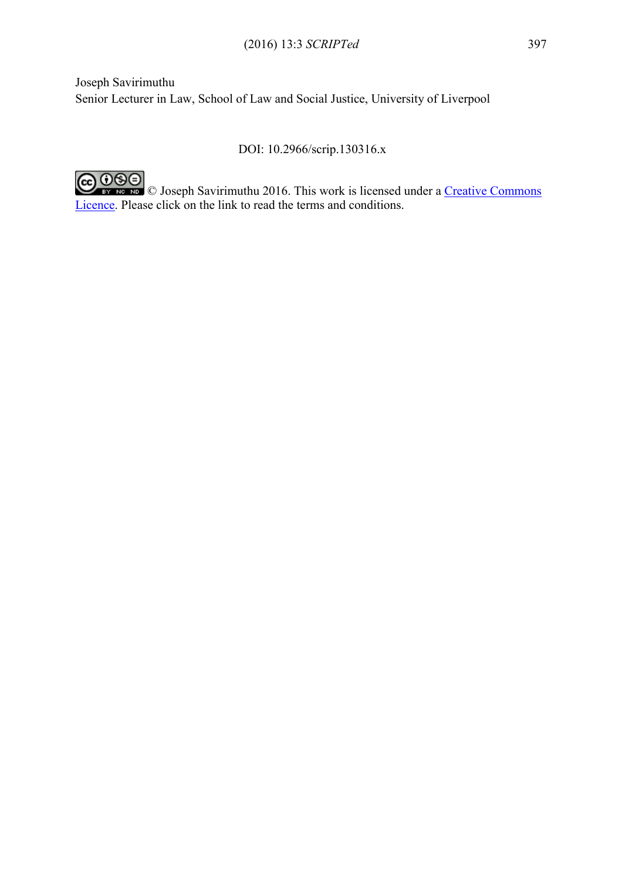Joseph Savirimuthu
Senior Lecturer in Law, School of Law and Social Justice, University of Liverpool

DOI: 10.2966/scrip.130316.x

© Joseph Savirimuthu 2016. This work is licensed under a Creative Commons Licence. Please click on the link to read the terms and conditions.